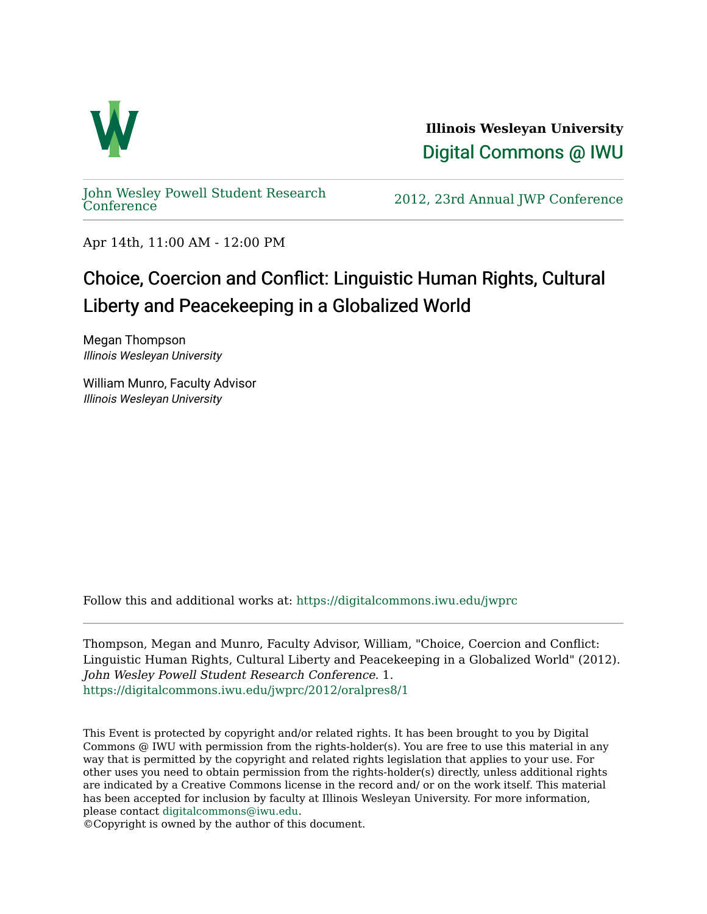**Illinois Wesleyan University**

Digital Commons @ IWU

John Wesley Powell Student Research Conference

2012, 23rd Annual JWP Conference

Apr 14th, 11:00 AM - 12:00 PM

# Choice, Coercion and Conflict: Linguistic Human Rights, Cultural Liberty and Peacekeeping in a Globalized World

Megan Thompson
*Illinois Wesleyan University*

William Munro, Faculty Advisor
*Illinois Wesleyan University*

Follow this and additional works at: https://digitalcommons.iwu.edu/jwprc

Thompson, Megan and Munro, Faculty Advisor, William, "Choice, Coercion and Conflict: Linguistic Human Rights, Cultural Liberty and Peacekeeping in a Globalized World" (2012). *John Wesley Powell Student Research Conference*. 1.
https://digitalcommons.iwu.edu/jwprc/2012/oralpres8/1

This Event is protected by copyright and/or related rights. It has been brought to you by Digital Commons @ IWU with permission from the rights-holder(s). You are free to use this material in any way that is permitted by the copyright and related rights legislation that applies to your use. For other uses you need to obtain permission from the rights-holder(s) directly, unless additional rights are indicated by a Creative Commons license in the record and/ or on the work itself. This material has been accepted for inclusion by faculty at Illinois Wesleyan University. For more information, please contact digitalcommons@iwu.edu.
©Copyright is owned by the author of this document.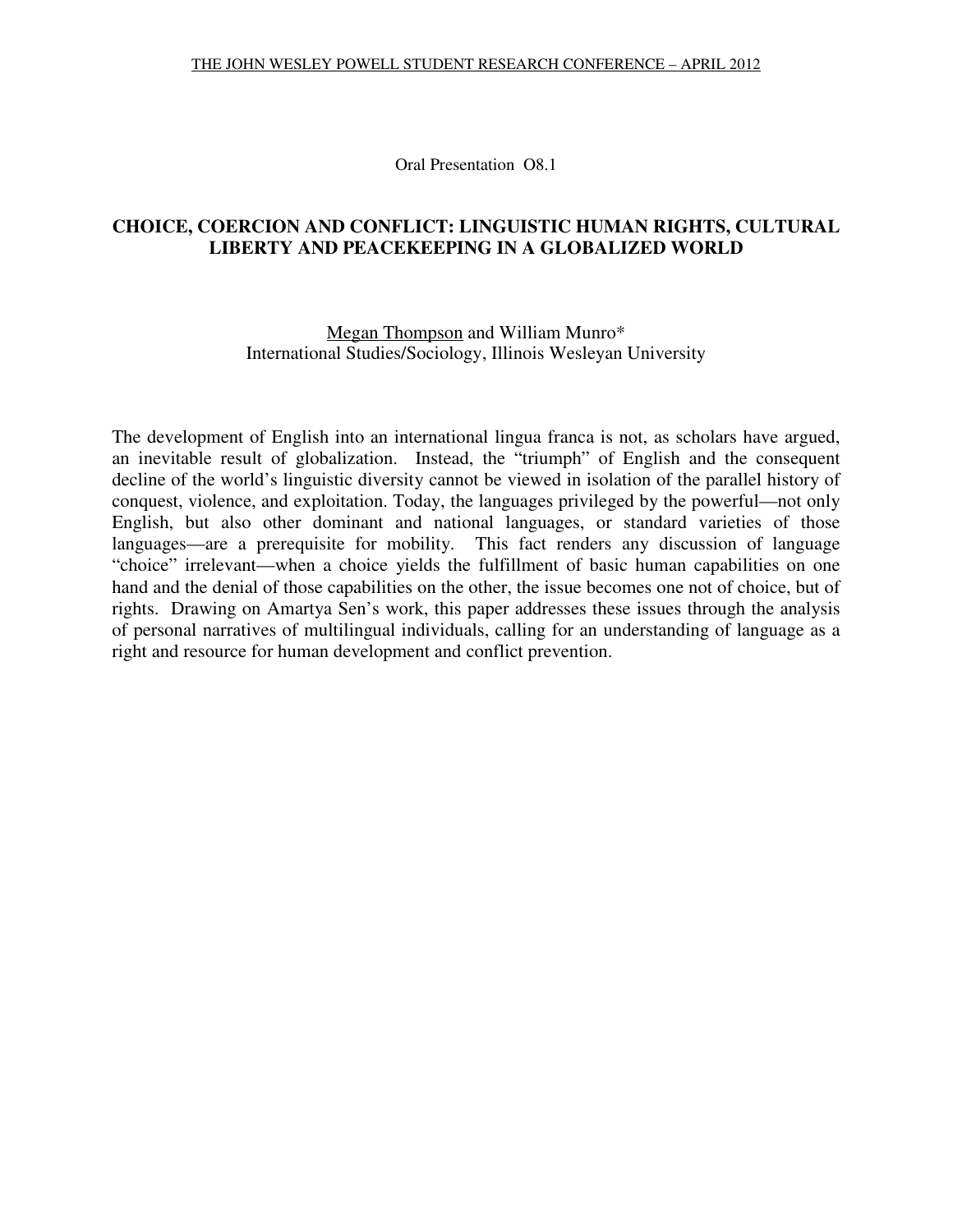Oral Presentation O8.1

## CHOICE, COERCION AND CONFLICT: LINGUISTIC HUMAN RIGHTS, CULTURAL LIBERTY AND PEACEKEEPING IN A GLOBALIZED WORLD

Megan Thompson and William Munro*
International Studies/Sociology, Illinois Wesleyan University

The development of English into an international lingua franca is not, as scholars have argued, an inevitable result of globalization. Instead, the "triumph" of English and the consequent decline of the world's linguistic diversity cannot be viewed in isolation of the parallel history of conquest, violence, and exploitation. Today, the languages privileged by the powerful—not only English, but also other dominant and national languages, or standard varieties of those languages—are a prerequisite for mobility. This fact renders any discussion of language "choice" irrelevant—when a choice yields the fulfillment of basic human capabilities on one hand and the denial of those capabilities on the other, the issue becomes one not of choice, but of rights. Drawing on Amartya Sen's work, this paper addresses these issues through the analysis of personal narratives of multilingual individuals, calling for an understanding of language as a right and resource for human development and conflict prevention.